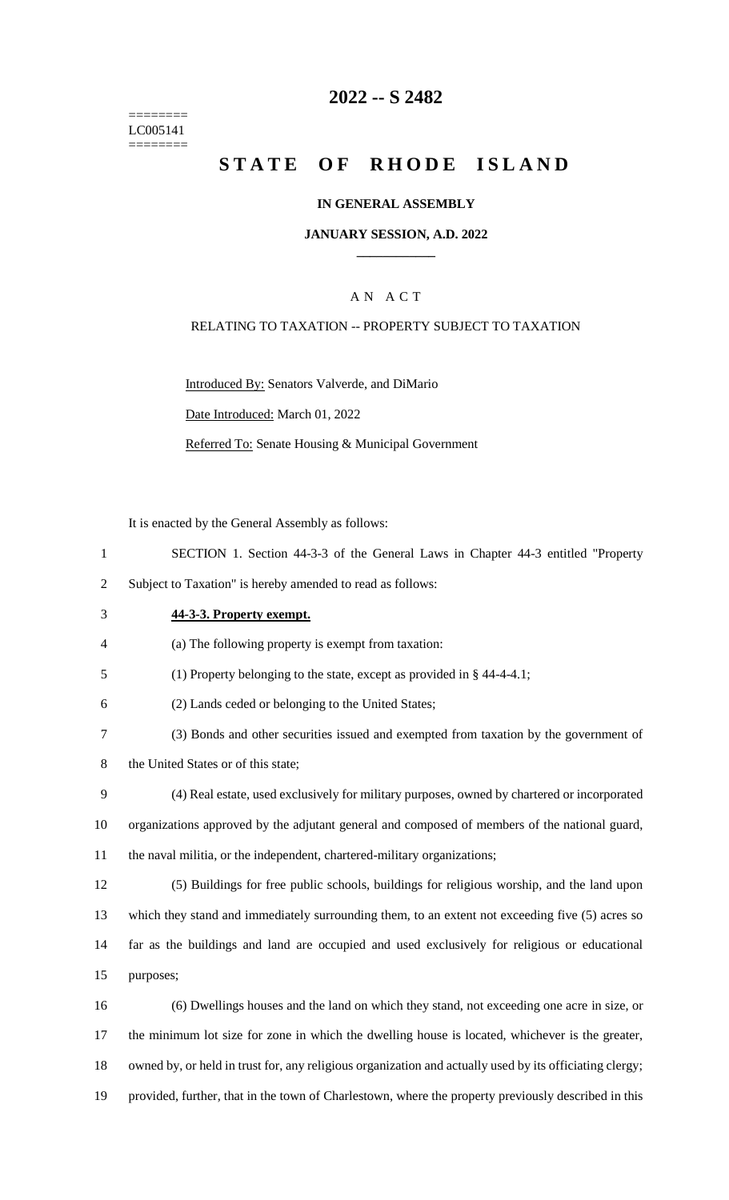========
LC005141
========

# 2022 -- S 2482

# STATE OF RHODE ISLAND

**IN GENERAL ASSEMBLY**

**JANUARY SESSION, A.D. 2022**

A N A C T

RELATING TO TAXATION -- PROPERTY SUBJECT TO TAXATION

Introduced By: Senators Valverde, and DiMario

Date Introduced: March 01, 2022

Referred To: Senate Housing & Municipal Government

It is enacted by the General Assembly as follows:

1 SECTION 1. Section 44-3-3 of the General Laws in Chapter 44-3 entitled "Property
2 Subject to Taxation" is hereby amended to read as follows:

3 **44-3-3. Property exempt.**

4 (a) The following property is exempt from taxation:

5 (1) Property belonging to the state, except as provided in § 44-4-4.1;

6 (2) Lands ceded or belonging to the United States;

7 (3) Bonds and other securities issued and exempted from taxation by the government of
8 the United States or of this state;

9 (4) Real estate, used exclusively for military purposes, owned by chartered or incorporated
10 organizations approved by the adjutant general and composed of members of the national guard,
11 the naval militia, or the independent, chartered-military organizations;

12 (5) Buildings for free public schools, buildings for religious worship, and the land upon
13 which they stand and immediately surrounding them, to an extent not exceeding five (5) acres so
14 far as the buildings and land are occupied and used exclusively for religious or educational
15 purposes;

16 (6) Dwellings houses and the land on which they stand, not exceeding one acre in size, or
17 the minimum lot size for zone in which the dwelling house is located, whichever is the greater,
18 owned by, or held in trust for, any religious organization and actually used by its officiating clergy;
19 provided, further, that in the town of Charlestown, where the property previously described in this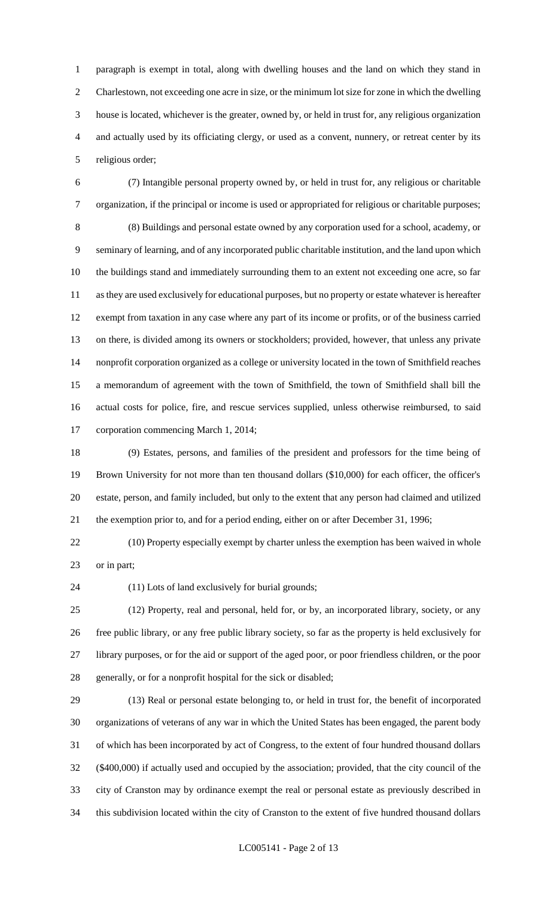paragraph is exempt in total, along with dwelling houses and the land on which they stand in Charlestown, not exceeding one acre in size, or the minimum lot size for zone in which the dwelling house is located, whichever is the greater, owned by, or held in trust for, any religious organization and actually used by its officiating clergy, or used as a convent, nunnery, or retreat center by its religious order;

(7) Intangible personal property owned by, or held in trust for, any religious or charitable organization, if the principal or income is used or appropriated for religious or charitable purposes;

(8) Buildings and personal estate owned by any corporation used for a school, academy, or seminary of learning, and of any incorporated public charitable institution, and the land upon which the buildings stand and immediately surrounding them to an extent not exceeding one acre, so far as they are used exclusively for educational purposes, but no property or estate whatever is hereafter exempt from taxation in any case where any part of its income or profits, or of the business carried on there, is divided among its owners or stockholders; provided, however, that unless any private nonprofit corporation organized as a college or university located in the town of Smithfield reaches a memorandum of agreement with the town of Smithfield, the town of Smithfield shall bill the actual costs for police, fire, and rescue services supplied, unless otherwise reimbursed, to said corporation commencing March 1, 2014;

(9) Estates, persons, and families of the president and professors for the time being of Brown University for not more than ten thousand dollars ($10,000) for each officer, the officer's estate, person, and family included, but only to the extent that any person had claimed and utilized the exemption prior to, and for a period ending, either on or after December 31, 1996;

(10) Property especially exempt by charter unless the exemption has been waived in whole or in part;

(11) Lots of land exclusively for burial grounds;

(12) Property, real and personal, held for, or by, an incorporated library, society, or any free public library, or any free public library society, so far as the property is held exclusively for library purposes, or for the aid or support of the aged poor, or poor friendless children, or the poor generally, or for a nonprofit hospital for the sick or disabled;

(13) Real or personal estate belonging to, or held in trust for, the benefit of incorporated organizations of veterans of any war in which the United States has been engaged, the parent body of which has been incorporated by act of Congress, to the extent of four hundred thousand dollars ($400,000) if actually used and occupied by the association; provided, that the city council of the city of Cranston may by ordinance exempt the real or personal estate as previously described in this subdivision located within the city of Cranston to the extent of five hundred thousand dollars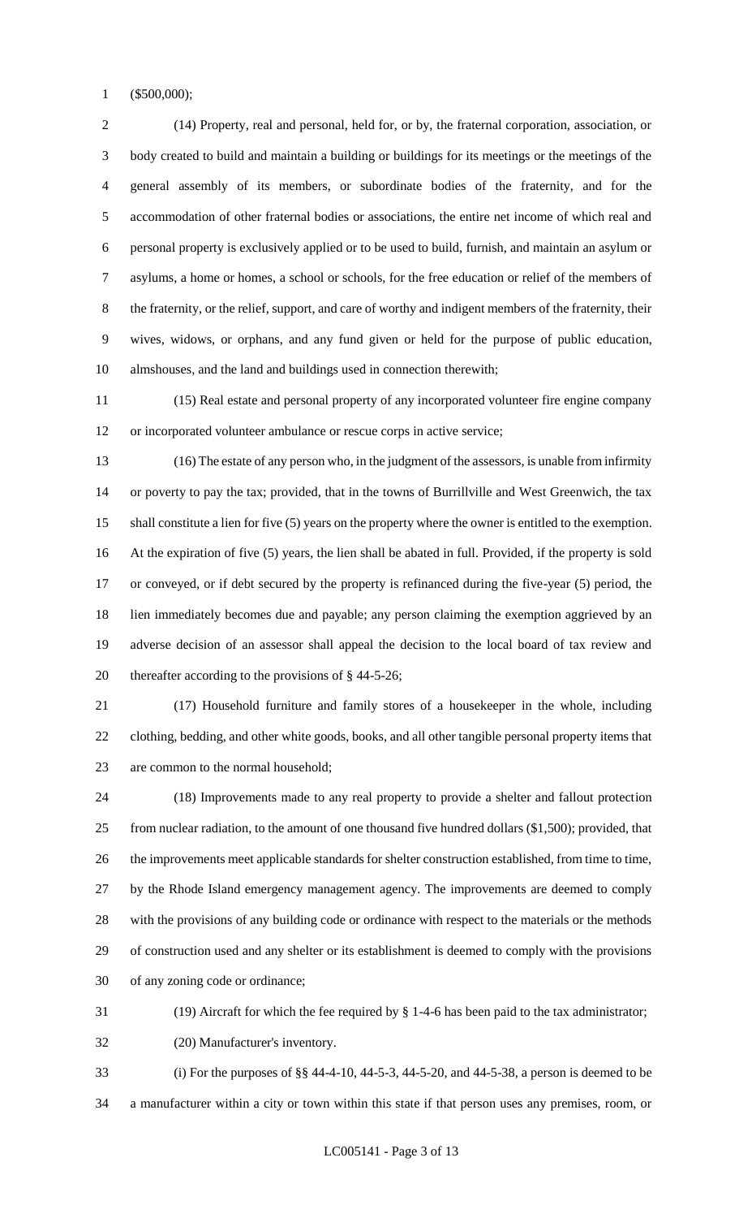($500,000);

(14) Property, real and personal, held for, or by, the fraternal corporation, association, or body created to build and maintain a building or buildings for its meetings or the meetings of the general assembly of its members, or subordinate bodies of the fraternity, and for the accommodation of other fraternal bodies or associations, the entire net income of which real and personal property is exclusively applied or to be used to build, furnish, and maintain an asylum or asylums, a home or homes, a school or schools, for the free education or relief of the members of the fraternity, or the relief, support, and care of worthy and indigent members of the fraternity, their wives, widows, or orphans, and any fund given or held for the purpose of public education, almshouses, and the land and buildings used in connection therewith;

(15) Real estate and personal property of any incorporated volunteer fire engine company or incorporated volunteer ambulance or rescue corps in active service;

(16) The estate of any person who, in the judgment of the assessors, is unable from infirmity or poverty to pay the tax; provided, that in the towns of Burrillville and West Greenwich, the tax shall constitute a lien for five (5) years on the property where the owner is entitled to the exemption. At the expiration of five (5) years, the lien shall be abated in full. Provided, if the property is sold or conveyed, or if debt secured by the property is refinanced during the five-year (5) period, the lien immediately becomes due and payable; any person claiming the exemption aggrieved by an adverse decision of an assessor shall appeal the decision to the local board of tax review and thereafter according to the provisions of § 44-5-26;

(17) Household furniture and family stores of a housekeeper in the whole, including clothing, bedding, and other white goods, books, and all other tangible personal property items that are common to the normal household;

(18) Improvements made to any real property to provide a shelter and fallout protection from nuclear radiation, to the amount of one thousand five hundred dollars ($1,500); provided, that the improvements meet applicable standards for shelter construction established, from time to time, by the Rhode Island emergency management agency. The improvements are deemed to comply with the provisions of any building code or ordinance with respect to the materials or the methods of construction used and any shelter or its establishment is deemed to comply with the provisions of any zoning code or ordinance;

(19) Aircraft for which the fee required by § 1-4-6 has been paid to the tax administrator;

(20) Manufacturer's inventory.

(i) For the purposes of §§ 44-4-10, 44-5-3, 44-5-20, and 44-5-38, a person is deemed to be a manufacturer within a city or town within this state if that person uses any premises, room, or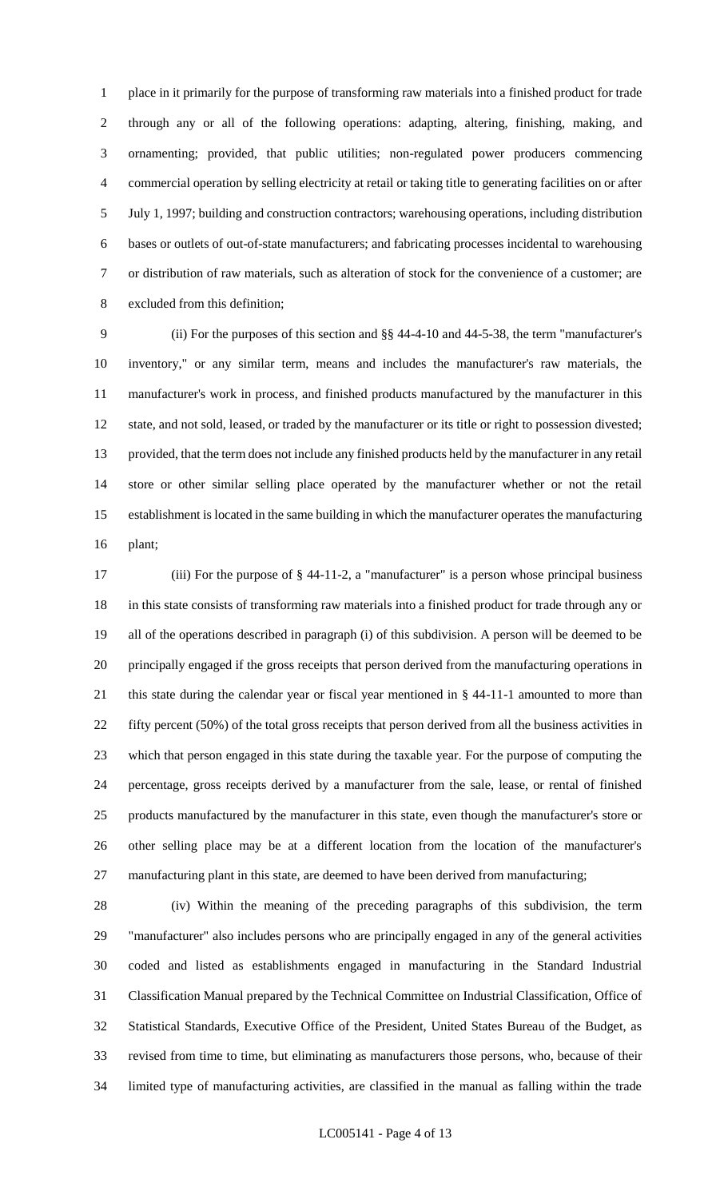place in it primarily for the purpose of transforming raw materials into a finished product for trade through any or all of the following operations: adapting, altering, finishing, making, and ornamenting; provided, that public utilities; non-regulated power producers commencing commercial operation by selling electricity at retail or taking title to generating facilities on or after July 1, 1997; building and construction contractors; warehousing operations, including distribution bases or outlets of out-of-state manufacturers; and fabricating processes incidental to warehousing or distribution of raw materials, such as alteration of stock for the convenience of a customer; are excluded from this definition;

(ii) For the purposes of this section and §§ 44-4-10 and 44-5-38, the term "manufacturer's inventory," or any similar term, means and includes the manufacturer's raw materials, the manufacturer's work in process, and finished products manufactured by the manufacturer in this state, and not sold, leased, or traded by the manufacturer or its title or right to possession divested; provided, that the term does not include any finished products held by the manufacturer in any retail store or other similar selling place operated by the manufacturer whether or not the retail establishment is located in the same building in which the manufacturer operates the manufacturing plant;

(iii) For the purpose of § 44-11-2, a "manufacturer" is a person whose principal business in this state consists of transforming raw materials into a finished product for trade through any or all of the operations described in paragraph (i) of this subdivision. A person will be deemed to be principally engaged if the gross receipts that person derived from the manufacturing operations in this state during the calendar year or fiscal year mentioned in § 44-11-1 amounted to more than fifty percent (50%) of the total gross receipts that person derived from all the business activities in which that person engaged in this state during the taxable year. For the purpose of computing the percentage, gross receipts derived by a manufacturer from the sale, lease, or rental of finished products manufactured by the manufacturer in this state, even though the manufacturer's store or other selling place may be at a different location from the location of the manufacturer's manufacturing plant in this state, are deemed to have been derived from manufacturing;

(iv) Within the meaning of the preceding paragraphs of this subdivision, the term "manufacturer" also includes persons who are principally engaged in any of the general activities coded and listed as establishments engaged in manufacturing in the Standard Industrial Classification Manual prepared by the Technical Committee on Industrial Classification, Office of Statistical Standards, Executive Office of the President, United States Bureau of the Budget, as revised from time to time, but eliminating as manufacturers those persons, who, because of their limited type of manufacturing activities, are classified in the manual as falling within the trade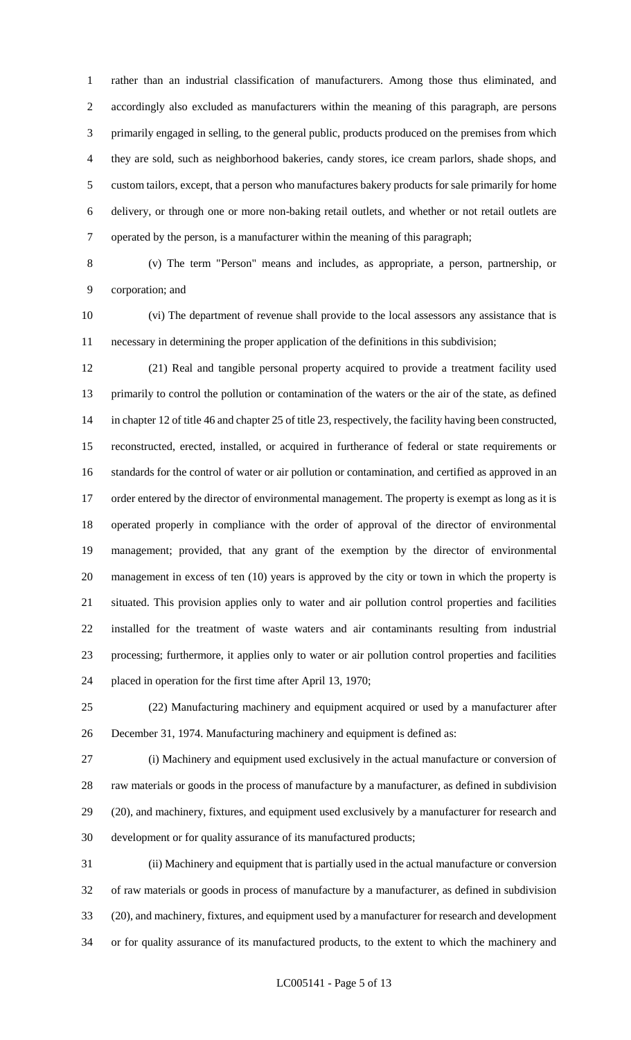rather than an industrial classification of manufacturers. Among those thus eliminated, and accordingly also excluded as manufacturers within the meaning of this paragraph, are persons primarily engaged in selling, to the general public, products produced on the premises from which they are sold, such as neighborhood bakeries, candy stores, ice cream parlors, shade shops, and custom tailors, except, that a person who manufactures bakery products for sale primarily for home delivery, or through one or more non-baking retail outlets, and whether or not retail outlets are operated by the person, is a manufacturer within the meaning of this paragraph;

(v) The term "Person" means and includes, as appropriate, a person, partnership, or corporation; and

(vi) The department of revenue shall provide to the local assessors any assistance that is necessary in determining the proper application of the definitions in this subdivision;

(21) Real and tangible personal property acquired to provide a treatment facility used primarily to control the pollution or contamination of the waters or the air of the state, as defined in chapter 12 of title 46 and chapter 25 of title 23, respectively, the facility having been constructed, reconstructed, erected, installed, or acquired in furtherance of federal or state requirements or standards for the control of water or air pollution or contamination, and certified as approved in an order entered by the director of environmental management. The property is exempt as long as it is operated properly in compliance with the order of approval of the director of environmental management; provided, that any grant of the exemption by the director of environmental management in excess of ten (10) years is approved by the city or town in which the property is situated. This provision applies only to water and air pollution control properties and facilities installed for the treatment of waste waters and air contaminants resulting from industrial processing; furthermore, it applies only to water or air pollution control properties and facilities placed in operation for the first time after April 13, 1970;

(22) Manufacturing machinery and equipment acquired or used by a manufacturer after December 31, 1974. Manufacturing machinery and equipment is defined as:

(i) Machinery and equipment used exclusively in the actual manufacture or conversion of raw materials or goods in the process of manufacture by a manufacturer, as defined in subdivision (20), and machinery, fixtures, and equipment used exclusively by a manufacturer for research and development or for quality assurance of its manufactured products;

(ii) Machinery and equipment that is partially used in the actual manufacture or conversion of raw materials or goods in process of manufacture by a manufacturer, as defined in subdivision (20), and machinery, fixtures, and equipment used by a manufacturer for research and development or for quality assurance of its manufactured products, to the extent to which the machinery and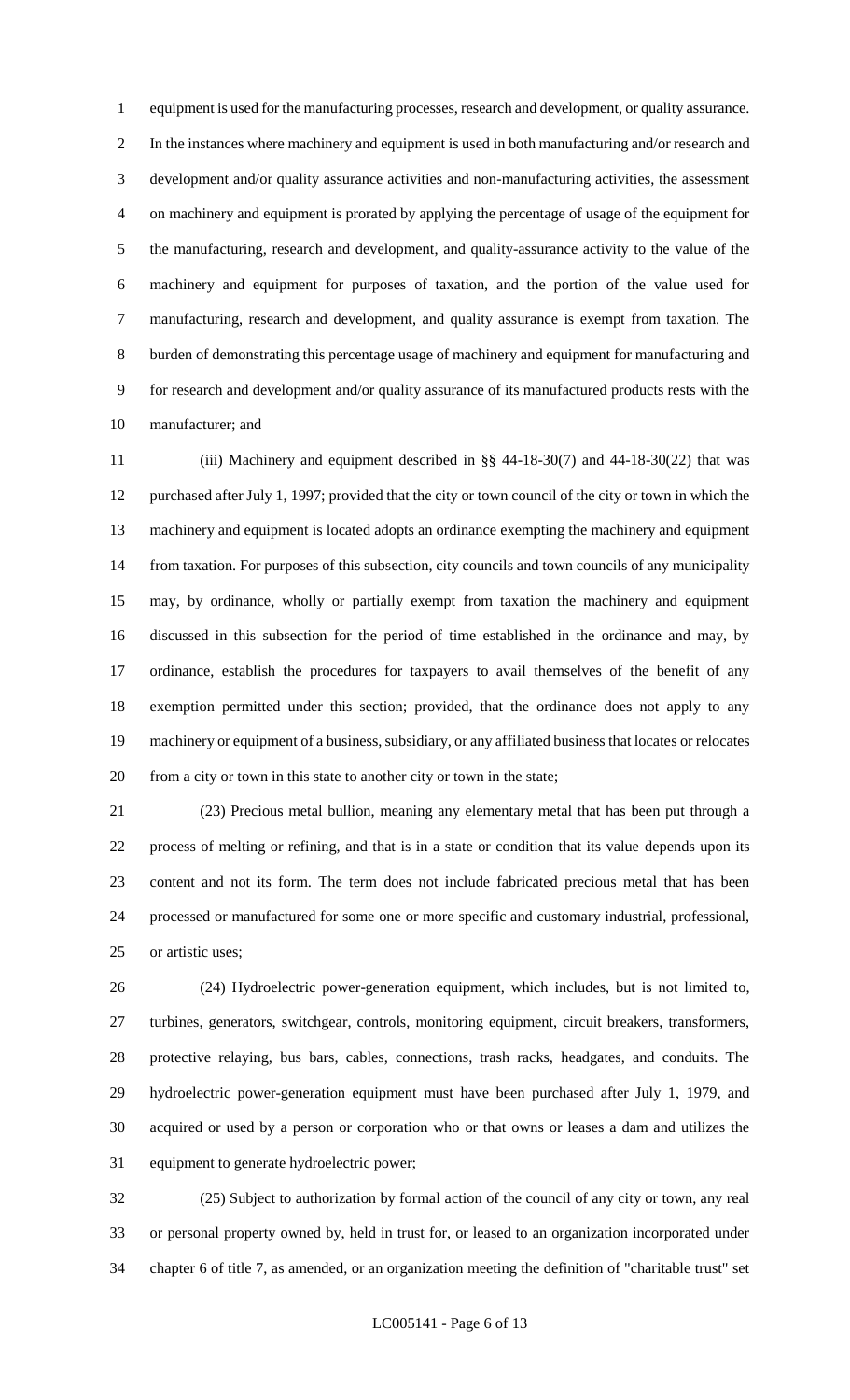equipment is used for the manufacturing processes, research and development, or quality assurance. In the instances where machinery and equipment is used in both manufacturing and/or research and development and/or quality assurance activities and non-manufacturing activities, the assessment on machinery and equipment is prorated by applying the percentage of usage of the equipment for the manufacturing, research and development, and quality-assurance activity to the value of the machinery and equipment for purposes of taxation, and the portion of the value used for manufacturing, research and development, and quality assurance is exempt from taxation. The burden of demonstrating this percentage usage of machinery and equipment for manufacturing and for research and development and/or quality assurance of its manufactured products rests with the manufacturer; and

(iii) Machinery and equipment described in §§ 44-18-30(7) and 44-18-30(22) that was purchased after July 1, 1997; provided that the city or town council of the city or town in which the machinery and equipment is located adopts an ordinance exempting the machinery and equipment from taxation. For purposes of this subsection, city councils and town councils of any municipality may, by ordinance, wholly or partially exempt from taxation the machinery and equipment discussed in this subsection for the period of time established in the ordinance and may, by ordinance, establish the procedures for taxpayers to avail themselves of the benefit of any exemption permitted under this section; provided, that the ordinance does not apply to any machinery or equipment of a business, subsidiary, or any affiliated business that locates or relocates from a city or town in this state to another city or town in the state;

(23) Precious metal bullion, meaning any elementary metal that has been put through a process of melting or refining, and that is in a state or condition that its value depends upon its content and not its form. The term does not include fabricated precious metal that has been processed or manufactured for some one or more specific and customary industrial, professional, or artistic uses;

(24) Hydroelectric power-generation equipment, which includes, but is not limited to, turbines, generators, switchgear, controls, monitoring equipment, circuit breakers, transformers, protective relaying, bus bars, cables, connections, trash racks, headgates, and conduits. The hydroelectric power-generation equipment must have been purchased after July 1, 1979, and acquired or used by a person or corporation who or that owns or leases a dam and utilizes the equipment to generate hydroelectric power;

(25) Subject to authorization by formal action of the council of any city or town, any real or personal property owned by, held in trust for, or leased to an organization incorporated under chapter 6 of title 7, as amended, or an organization meeting the definition of "charitable trust" set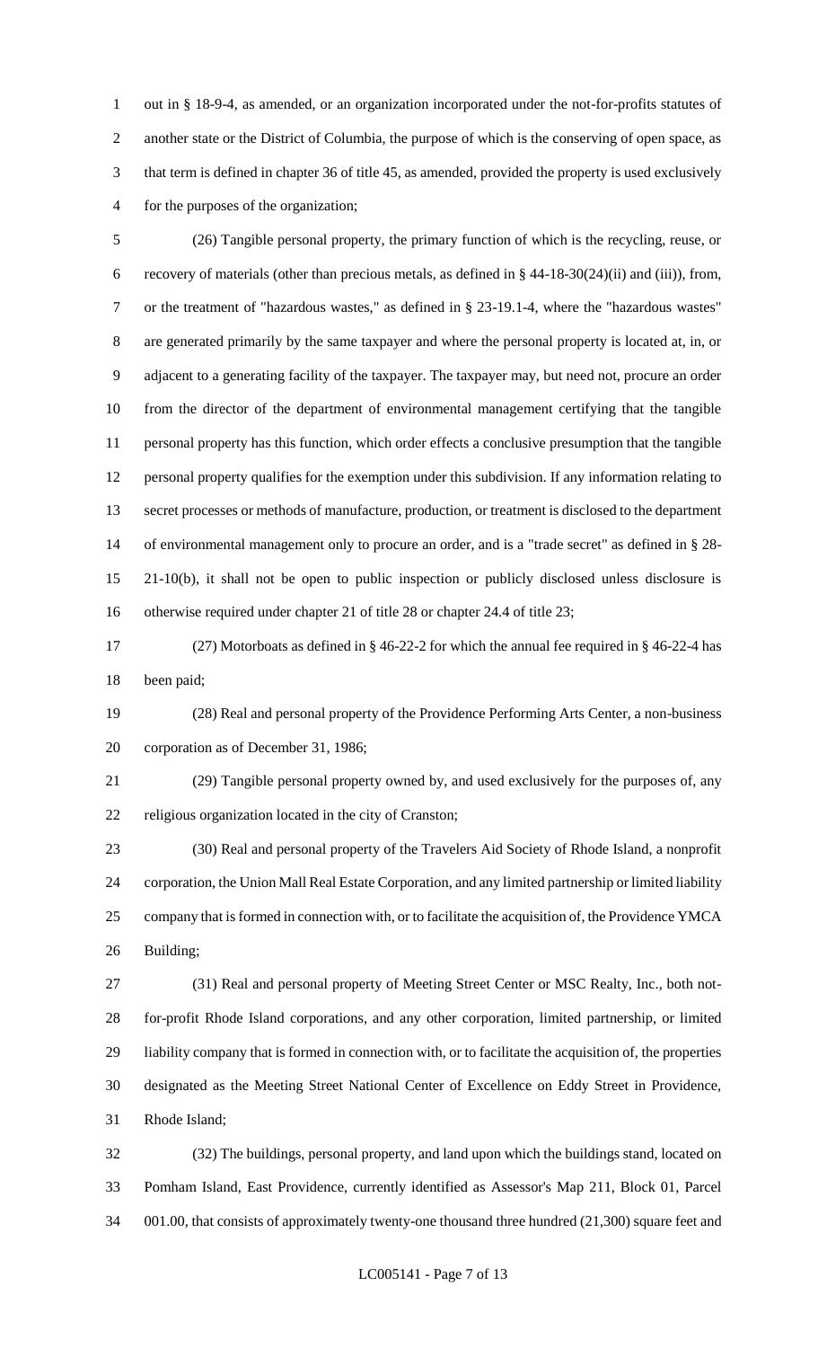out in § 18-9-4, as amended, or an organization incorporated under the not-for-profits statutes of another state or the District of Columbia, the purpose of which is the conserving of open space, as that term is defined in chapter 36 of title 45, as amended, provided the property is used exclusively for the purposes of the organization;

(26) Tangible personal property, the primary function of which is the recycling, reuse, or recovery of materials (other than precious metals, as defined in § 44-18-30(24)(ii) and (iii)), from, or the treatment of "hazardous wastes," as defined in § 23-19.1-4, where the "hazardous wastes" are generated primarily by the same taxpayer and where the personal property is located at, in, or adjacent to a generating facility of the taxpayer. The taxpayer may, but need not, procure an order from the director of the department of environmental management certifying that the tangible personal property has this function, which order effects a conclusive presumption that the tangible personal property qualifies for the exemption under this subdivision. If any information relating to secret processes or methods of manufacture, production, or treatment is disclosed to the department of environmental management only to procure an order, and is a "trade secret" as defined in § 28-21-10(b), it shall not be open to public inspection or publicly disclosed unless disclosure is otherwise required under chapter 21 of title 28 or chapter 24.4 of title 23;

(27) Motorboats as defined in § 46-22-2 for which the annual fee required in § 46-22-4 has been paid;

(28) Real and personal property of the Providence Performing Arts Center, a non-business corporation as of December 31, 1986;

(29) Tangible personal property owned by, and used exclusively for the purposes of, any religious organization located in the city of Cranston;

(30) Real and personal property of the Travelers Aid Society of Rhode Island, a nonprofit corporation, the Union Mall Real Estate Corporation, and any limited partnership or limited liability company that is formed in connection with, or to facilitate the acquisition of, the Providence YMCA Building;

(31) Real and personal property of Meeting Street Center or MSC Realty, Inc., both not-for-profit Rhode Island corporations, and any other corporation, limited partnership, or limited liability company that is formed in connection with, or to facilitate the acquisition of, the properties designated as the Meeting Street National Center of Excellence on Eddy Street in Providence, Rhode Island;

(32) The buildings, personal property, and land upon which the buildings stand, located on Pomham Island, East Providence, currently identified as Assessor's Map 211, Block 01, Parcel 001.00, that consists of approximately twenty-one thousand three hundred (21,300) square feet and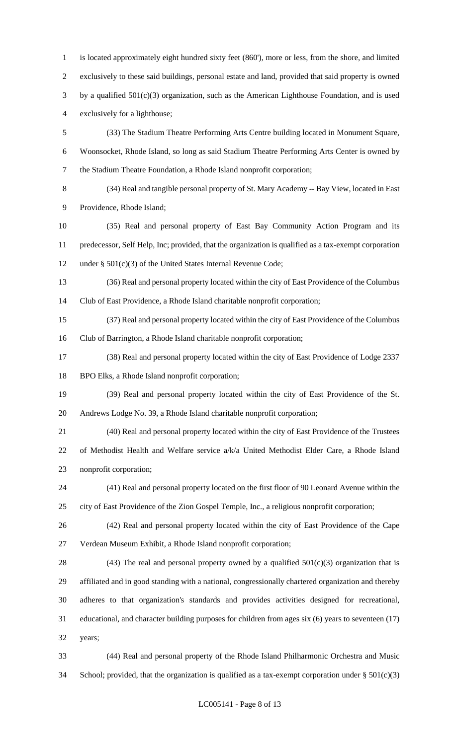is located approximately eight hundred sixty feet (860'), more or less, from the shore, and limited exclusively to these said buildings, personal estate and land, provided that said property is owned by a qualified 501(c)(3) organization, such as the American Lighthouse Foundation, and is used exclusively for a lighthouse;

(33) The Stadium Theatre Performing Arts Centre building located in Monument Square, Woonsocket, Rhode Island, so long as said Stadium Theatre Performing Arts Center is owned by the Stadium Theatre Foundation, a Rhode Island nonprofit corporation;

(34) Real and tangible personal property of St. Mary Academy -- Bay View, located in East Providence, Rhode Island;

(35) Real and personal property of East Bay Community Action Program and its predecessor, Self Help, Inc; provided, that the organization is qualified as a tax-exempt corporation under § 501(c)(3) of the United States Internal Revenue Code;

(36) Real and personal property located within the city of East Providence of the Columbus Club of East Providence, a Rhode Island charitable nonprofit corporation;

(37) Real and personal property located within the city of East Providence of the Columbus Club of Barrington, a Rhode Island charitable nonprofit corporation;

(38) Real and personal property located within the city of East Providence of Lodge 2337 BPO Elks, a Rhode Island nonprofit corporation;

(39) Real and personal property located within the city of East Providence of the St. Andrews Lodge No. 39, a Rhode Island charitable nonprofit corporation;

(40) Real and personal property located within the city of East Providence of the Trustees of Methodist Health and Welfare service a/k/a United Methodist Elder Care, a Rhode Island nonprofit corporation;

(41) Real and personal property located on the first floor of 90 Leonard Avenue within the city of East Providence of the Zion Gospel Temple, Inc., a religious nonprofit corporation;

(42) Real and personal property located within the city of East Providence of the Cape Verdean Museum Exhibit, a Rhode Island nonprofit corporation;

(43) The real and personal property owned by a qualified 501(c)(3) organization that is affiliated and in good standing with a national, congressionally chartered organization and thereby adheres to that organization's standards and provides activities designed for recreational, educational, and character building purposes for children from ages six (6) years to seventeen (17) years;

(44) Real and personal property of the Rhode Island Philharmonic Orchestra and Music School; provided, that the organization is qualified as a tax-exempt corporation under § 501(c)(3)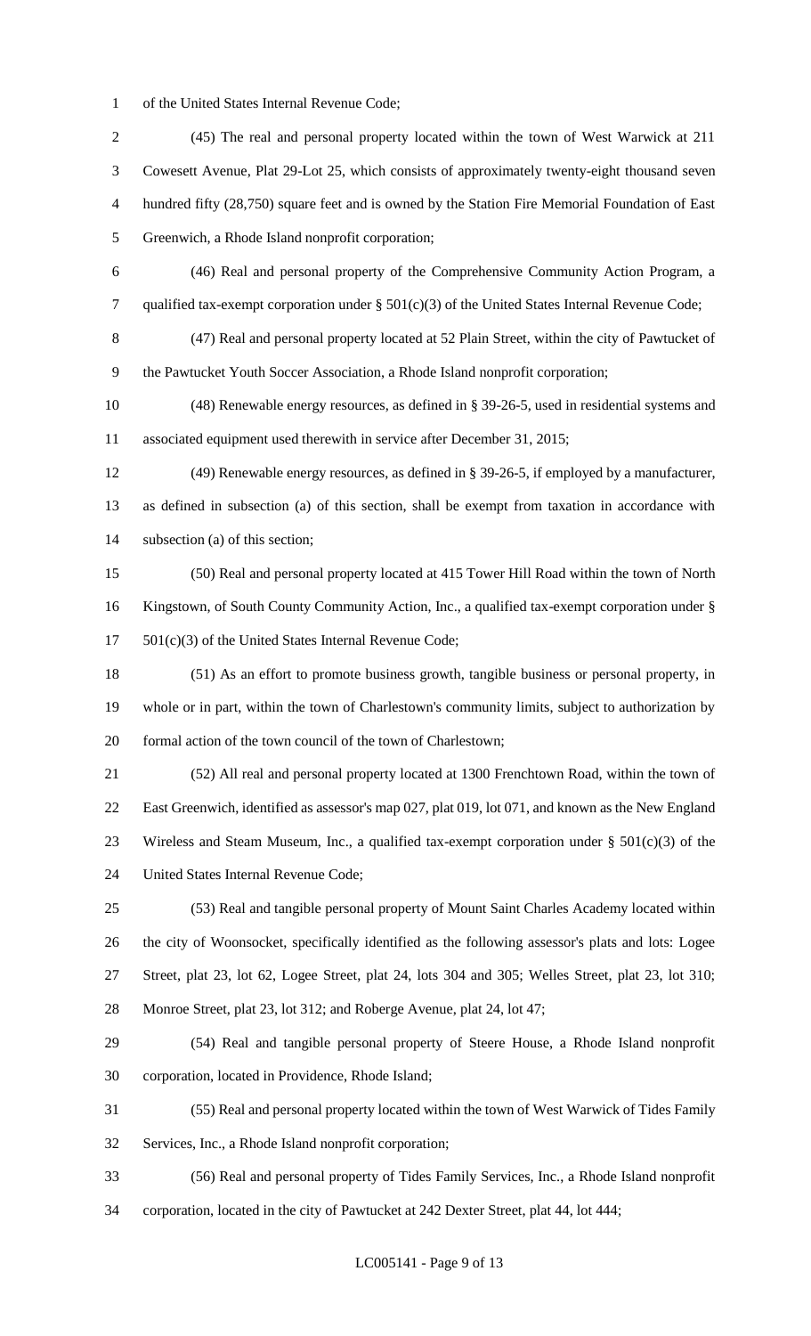of the United States Internal Revenue Code;

(45) The real and personal property located within the town of West Warwick at 211 Cowesett Avenue, Plat 29-Lot 25, which consists of approximately twenty-eight thousand seven hundred fifty (28,750) square feet and is owned by the Station Fire Memorial Foundation of East Greenwich, a Rhode Island nonprofit corporation;

(46) Real and personal property of the Comprehensive Community Action Program, a qualified tax-exempt corporation under § 501(c)(3) of the United States Internal Revenue Code;

(47) Real and personal property located at 52 Plain Street, within the city of Pawtucket of the Pawtucket Youth Soccer Association, a Rhode Island nonprofit corporation;

(48) Renewable energy resources, as defined in § 39-26-5, used in residential systems and associated equipment used therewith in service after December 31, 2015;

(49) Renewable energy resources, as defined in § 39-26-5, if employed by a manufacturer, as defined in subsection (a) of this section, shall be exempt from taxation in accordance with subsection (a) of this section;

(50) Real and personal property located at 415 Tower Hill Road within the town of North Kingstown, of South County Community Action, Inc., a qualified tax-exempt corporation under § 501(c)(3) of the United States Internal Revenue Code;

(51) As an effort to promote business growth, tangible business or personal property, in whole or in part, within the town of Charlestown's community limits, subject to authorization by formal action of the town council of the town of Charlestown;

(52) All real and personal property located at 1300 Frenchtown Road, within the town of East Greenwich, identified as assessor's map 027, plat 019, lot 071, and known as the New England Wireless and Steam Museum, Inc., a qualified tax-exempt corporation under § 501(c)(3) of the United States Internal Revenue Code;

(53) Real and tangible personal property of Mount Saint Charles Academy located within the city of Woonsocket, specifically identified as the following assessor's plats and lots: Logee Street, plat 23, lot 62, Logee Street, plat 24, lots 304 and 305; Welles Street, plat 23, lot 310; Monroe Street, plat 23, lot 312; and Roberge Avenue, plat 24, lot 47;

(54) Real and tangible personal property of Steere House, a Rhode Island nonprofit corporation, located in Providence, Rhode Island;

(55) Real and personal property located within the town of West Warwick of Tides Family Services, Inc., a Rhode Island nonprofit corporation;

(56) Real and personal property of Tides Family Services, Inc., a Rhode Island nonprofit corporation, located in the city of Pawtucket at 242 Dexter Street, plat 44, lot 444;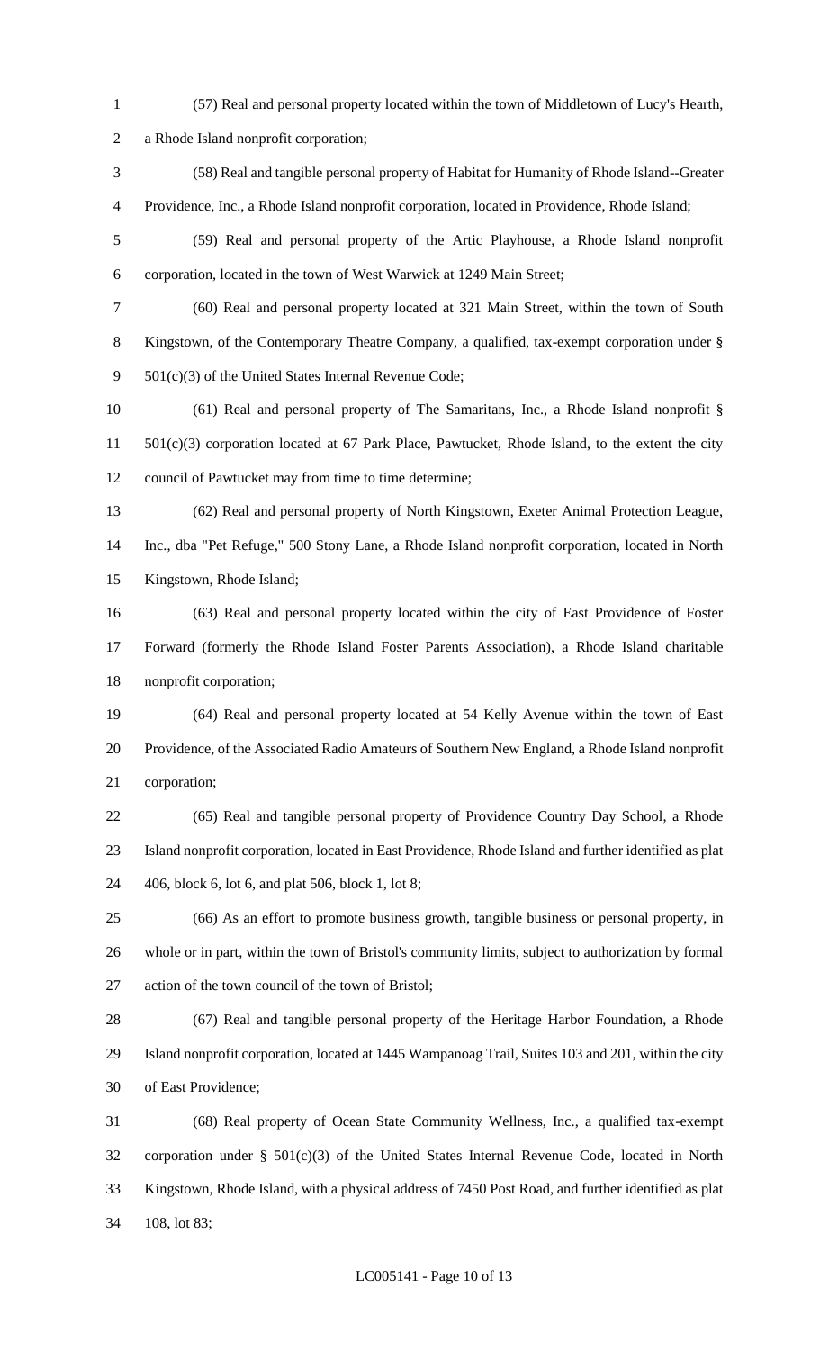(57) Real and personal property located within the town of Middletown of Lucy's Hearth, a Rhode Island nonprofit corporation;

(58) Real and tangible personal property of Habitat for Humanity of Rhode Island--Greater Providence, Inc., a Rhode Island nonprofit corporation, located in Providence, Rhode Island;

(59) Real and personal property of the Artic Playhouse, a Rhode Island nonprofit corporation, located in the town of West Warwick at 1249 Main Street;

(60) Real and personal property located at 321 Main Street, within the town of South Kingstown, of the Contemporary Theatre Company, a qualified, tax-exempt corporation under § 501(c)(3) of the United States Internal Revenue Code;

(61) Real and personal property of The Samaritans, Inc., a Rhode Island nonprofit § 501(c)(3) corporation located at 67 Park Place, Pawtucket, Rhode Island, to the extent the city council of Pawtucket may from time to time determine;

(62) Real and personal property of North Kingstown, Exeter Animal Protection League, Inc., dba "Pet Refuge," 500 Stony Lane, a Rhode Island nonprofit corporation, located in North Kingstown, Rhode Island;

(63) Real and personal property located within the city of East Providence of Foster Forward (formerly the Rhode Island Foster Parents Association), a Rhode Island charitable nonprofit corporation;

(64) Real and personal property located at 54 Kelly Avenue within the town of East Providence, of the Associated Radio Amateurs of Southern New England, a Rhode Island nonprofit corporation;

(65) Real and tangible personal property of Providence Country Day School, a Rhode Island nonprofit corporation, located in East Providence, Rhode Island and further identified as plat 406, block 6, lot 6, and plat 506, block 1, lot 8;

(66) As an effort to promote business growth, tangible business or personal property, in whole or in part, within the town of Bristol's community limits, subject to authorization by formal action of the town council of the town of Bristol;

(67) Real and tangible personal property of the Heritage Harbor Foundation, a Rhode Island nonprofit corporation, located at 1445 Wampanoag Trail, Suites 103 and 201, within the city of East Providence;

(68) Real property of Ocean State Community Wellness, Inc., a qualified tax-exempt corporation under § 501(c)(3) of the United States Internal Revenue Code, located in North Kingstown, Rhode Island, with a physical address of 7450 Post Road, and further identified as plat 108, lot 83;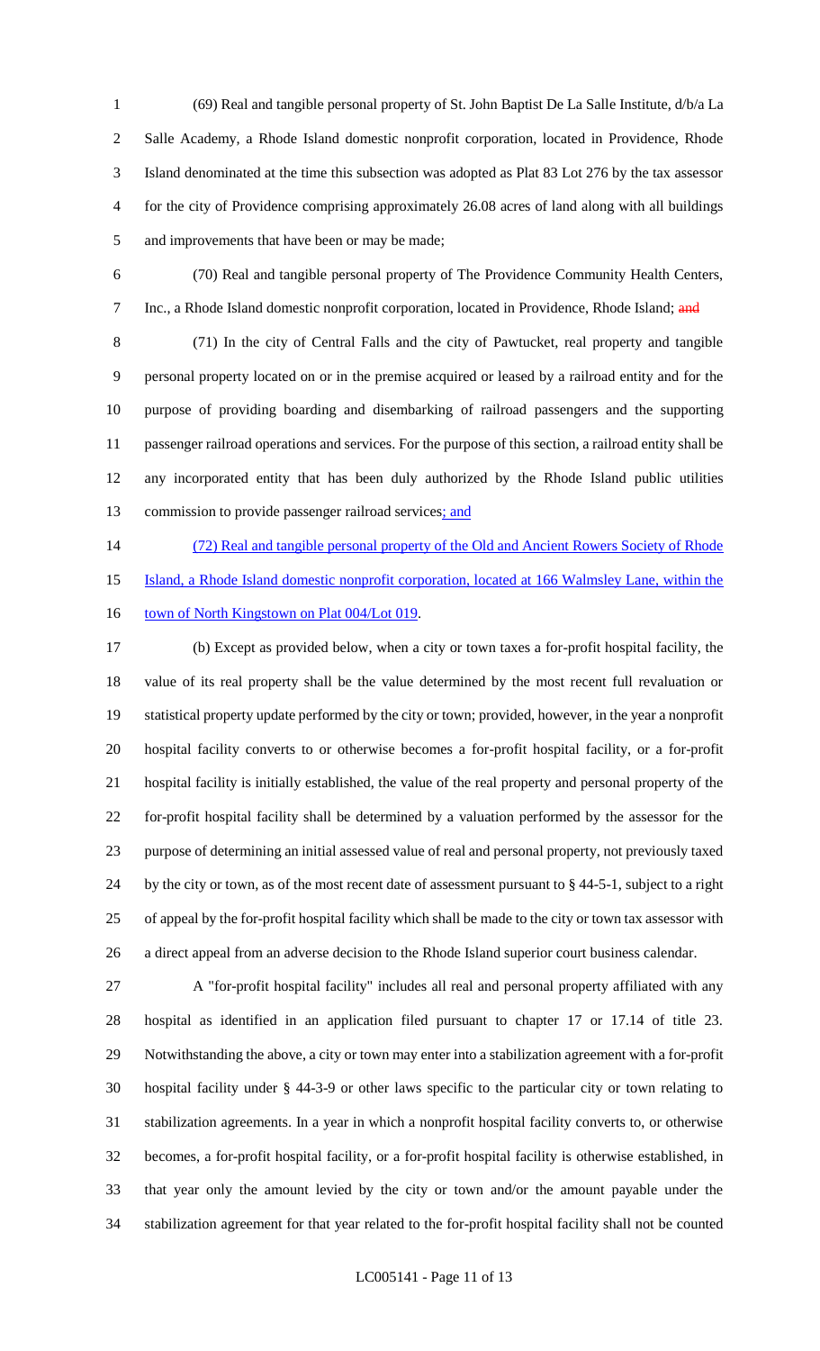(69) Real and tangible personal property of St. John Baptist De La Salle Institute, d/b/a La Salle Academy, a Rhode Island domestic nonprofit corporation, located in Providence, Rhode Island denominated at the time this subsection was adopted as Plat 83 Lot 276 by the tax assessor for the city of Providence comprising approximately 26.08 acres of land along with all buildings and improvements that have been or may be made;

(70) Real and tangible personal property of The Providence Community Health Centers, Inc., a Rhode Island domestic nonprofit corporation, located in Providence, Rhode Island; ~~and~~

(71) In the city of Central Falls and the city of Pawtucket, real property and tangible personal property located on or in the premise acquired or leased by a railroad entity and for the purpose of providing boarding and disembarking of railroad passengers and the supporting passenger railroad operations and services. For the purpose of this section, a railroad entity shall be any incorporated entity that has been duly authorized by the Rhode Island public utilities commission to provide passenger railroad services; and

(72) Real and tangible personal property of the Old and Ancient Rowers Society of Rhode Island, a Rhode Island domestic nonprofit corporation, located at 166 Walmsley Lane, within the town of North Kingstown on Plat 004/Lot 019.

(b) Except as provided below, when a city or town taxes a for-profit hospital facility, the value of its real property shall be the value determined by the most recent full revaluation or statistical property update performed by the city or town; provided, however, in the year a nonprofit hospital facility converts to or otherwise becomes a for-profit hospital facility, or a for-profit hospital facility is initially established, the value of the real property and personal property of the for-profit hospital facility shall be determined by a valuation performed by the assessor for the purpose of determining an initial assessed value of real and personal property, not previously taxed by the city or town, as of the most recent date of assessment pursuant to § 44-5-1, subject to a right of appeal by the for-profit hospital facility which shall be made to the city or town tax assessor with a direct appeal from an adverse decision to the Rhode Island superior court business calendar.

A "for-profit hospital facility" includes all real and personal property affiliated with any hospital as identified in an application filed pursuant to chapter 17 or 17.14 of title 23. Notwithstanding the above, a city or town may enter into a stabilization agreement with a for-profit hospital facility under § 44-3-9 or other laws specific to the particular city or town relating to stabilization agreements. In a year in which a nonprofit hospital facility converts to, or otherwise becomes, a for-profit hospital facility, or a for-profit hospital facility is otherwise established, in that year only the amount levied by the city or town and/or the amount payable under the stabilization agreement for that year related to the for-profit hospital facility shall not be counted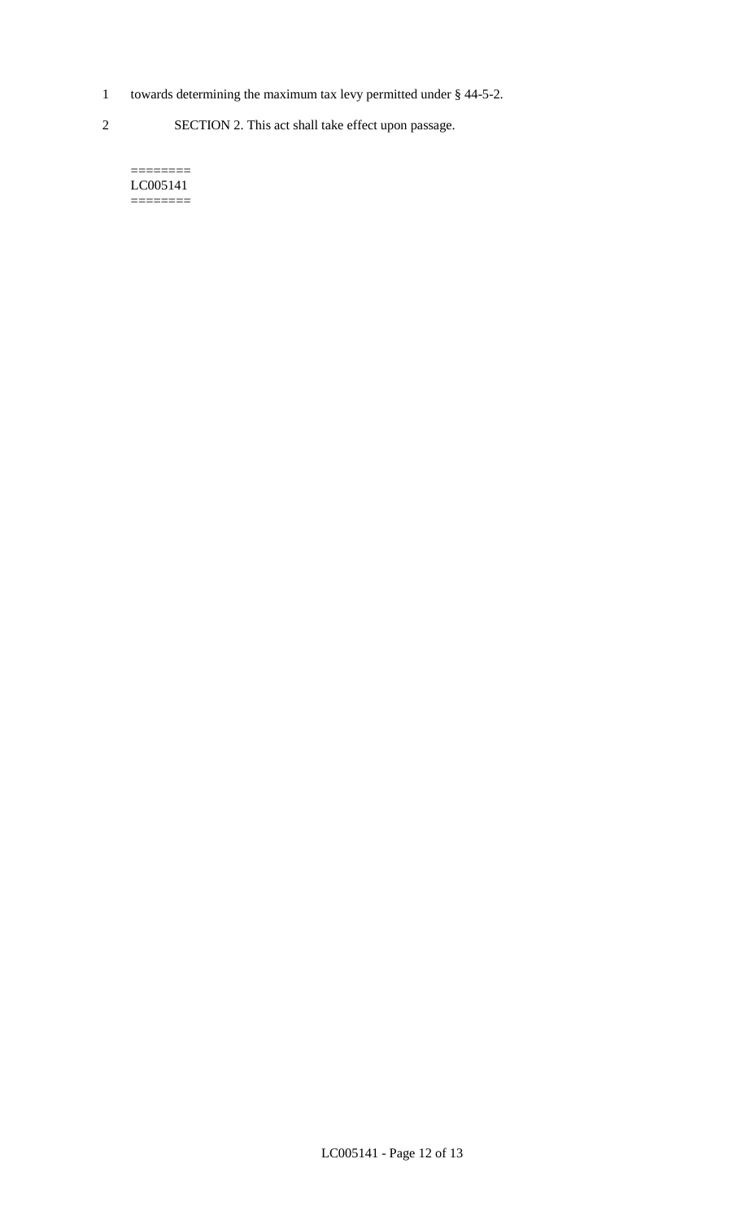towards determining the maximum tax levy permitted under § 44-5-2.

SECTION 2. This act shall take effect upon passage.

========
LC005141
========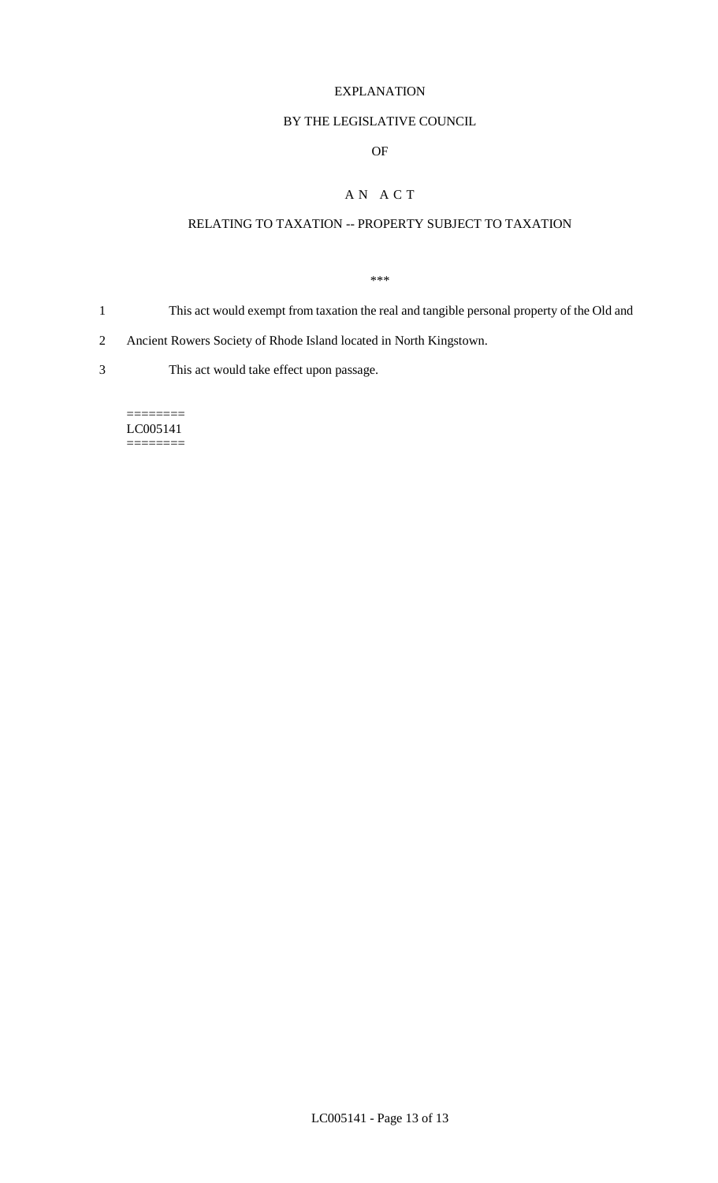EXPLANATION

BY THE LEGISLATIVE COUNCIL

OF

A N A C T

RELATING TO TAXATION -- PROPERTY SUBJECT TO TAXATION

***

1 This act would exempt from taxation the real and tangible personal property of the Old and
2 Ancient Rowers Society of Rhode Island located in North Kingstown.
3 This act would take effect upon passage.

========
LC005141
========